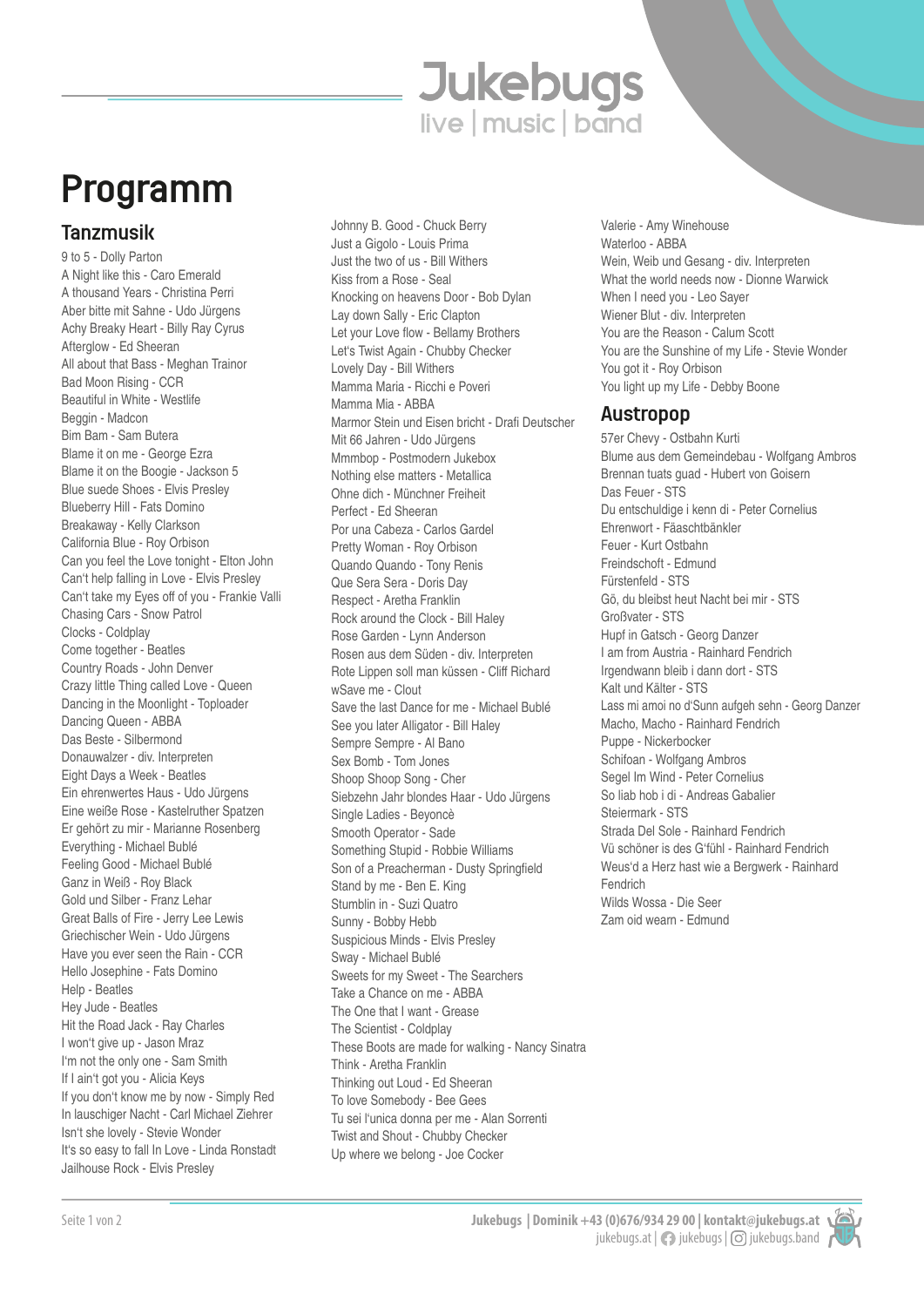# Jukebugs

live | music | band

# Programm

## Tanzmusik

9 to 5 - Dolly Parton
A Night like this - Caro Emerald
A thousand Years - Christina Perri
Aber bitte mit Sahne - Udo Jürgens
Achy Breaky Heart - Billy Ray Cyrus
Afterglow - Ed Sheeran
All about that Bass - Meghan Trainor
Bad Moon Rising - CCR
Beautiful in White - Westlife
Beggin - Madcon
Bim Bam - Sam Butera
Blame it on me - George Ezra
Blame it on the Boogie - Jackson 5
Blue suede Shoes - Elvis Presley
Blueberry Hill - Fats Domino
Breakaway - Kelly Clarkson
California Blue - Roy Orbison
Can you feel the Love tonight - Elton John
Can't help falling in Love - Elvis Presley
Can't take my Eyes off of you - Frankie Valli
Chasing Cars - Snow Patrol
Clocks - Coldplay
Come together - Beatles
Country Roads - John Denver
Crazy little Thing called Love - Queen
Dancing in the Moonlight - Toploader
Dancing Queen - ABBA
Das Beste - Silbermond
Donauwalzer - div. Interpreten
Eight Days a Week - Beatles
Ein ehrenwertes Haus - Udo Jürgens
Eine weiße Rose - Kastelruther Spatzen
Er gehört zu mir - Marianne Rosenberg
Everything - Michael Bublé
Feeling Good - Michael Bublé
Ganz in Weiß - Roy Black
Gold und Silber - Franz Lehar
Great Balls of Fire - Jerry Lee Lewis
Griechischer Wein - Udo Jürgens
Have you ever seen the Rain - CCR
Hello Josephine - Fats Domino
Help - Beatles
Hey Jude - Beatles
Hit the Road Jack - Ray Charles
I won't give up - Jason Mraz
I'm not the only one - Sam Smith
If I ain't got you - Alicia Keys
If you don't know me by now - Simply Red
In lauschiger Nacht - Carl Michael Ziehrer
Isn't she lovely - Stevie Wonder
It's so easy to fall In Love - Linda Ronstadt
Jailhouse Rock - Elvis Presley
Johnny B. Good - Chuck Berry
Just a Gigolo - Louis Prima
Just the two of us - Bill Withers
Kiss from a Rose - Seal
Knocking on heavens Door - Bob Dylan
Lay down Sally - Eric Clapton
Let your Love flow - Bellamy Brothers
Let's Twist Again - Chubby Checker
Lovely Day - Bill Withers
Mamma Maria - Ricchi e Poveri
Mamma Mia - ABBA
Marmor Stein und Eisen bricht - Drafi Deutscher
Mit 66 Jahren - Udo Jürgens
Mmmbop - Postmodern Jukebox
Nothing else matters - Metallica
Ohne dich - Münchner Freiheit
Perfect - Ed Sheeran
Por una Cabeza - Carlos Gardel
Pretty Woman - Roy Orbison
Quando Quando - Tony Renis
Que Sera Sera - Doris Day
Respect - Aretha Franklin
Rock around the Clock - Bill Haley
Rose Garden - Lynn Anderson
Rosen aus dem Süden - div. Interpreten
Rote Lippen soll man küssen - Cliff Richard
wSave me - Clout
Save the last Dance for me - Michael Bublé
See you later Alligator - Bill Haley
Sempre Sempre - Al Bano
Sex Bomb - Tom Jones
Shoop Shoop Song - Cher
Siebzehn Jahr blondes Haar - Udo Jürgens
Single Ladies - Beyoncè
Smooth Operator - Sade
Something Stupid - Robbie Williams
Son of a Preacherman - Dusty Springfield
Stand by me - Ben E. King
Stumblin in - Suzi Quatro
Sunny - Bobby Hebb
Suspicious Minds - Elvis Presley
Sway - Michael Bublé
Sweets for my Sweet - The Searchers
Take a Chance on me - ABBA
The One that I want - Grease
The Scientist - Coldplay
These Boots are made for walking - Nancy Sinatra
Think - Aretha Franklin
Thinking out Loud - Ed Sheeran
To love Somebody - Bee Gees
Tu sei l'unica donna per me - Alan Sorrenti
Twist and Shout - Chubby Checker
Up where we belong - Joe Cocker
Valerie - Amy Winehouse
Waterloo - ABBA
Wein, Weib und Gesang - div. Interpreten
What the world needs now - Dionne Warwick
When I need you - Leo Sayer
Wiener Blut - div. Interpreten
You are the Reason - Calum Scott
You are the Sunshine of my Life - Stevie Wonder
You got it - Roy Orbison
You light up my Life - Debby Boone

## Austropop

57er Chevy - Ostbahn Kurti
Blume aus dem Gemeindebau - Wolfgang Ambros
Brennan tuats guad - Hubert von Goisern
Das Feuer - STS
Du entschuldige i kenn di - Peter Cornelius
Ehrenwort - Fäaschtbänkler
Feuer - Kurt Ostbahn
Freindschoft - Edmund
Fürstenfeld - STS
Gö, du bleibst heut Nacht bei mir - STS
Großvater - STS
Hupf in Gatsch - Georg Danzer
I am from Austria - Rainhard Fendrich
Irgendwann bleib i dann dort - STS
Kalt und Kälter - STS
Lass mi amoi no d'Sunn aufgeh sehn - Georg Danzer
Macho, Macho - Rainhard Fendrich
Puppe - Nickerbocker
Schifoan - Wolfgang Ambros
Segel Im Wind - Peter Cornelius
So liab hob i di - Andreas Gabalier
Steiermark - STS
Strada Del Sole - Rainhard Fendrich
Vü schöner is des G'fühl - Rainhard Fendrich
Weus'd a Herz hast wie a Bergwerk - Rainhard Fendrich
Wilds Wossa - Die Seer
Zam oid wearn - Edmund

**Jukebugs | Dominik +43 (0)676/934 29 00 | kontakt@jukebugs.at**
jukebugs.at | jukebugs | jukebugs.band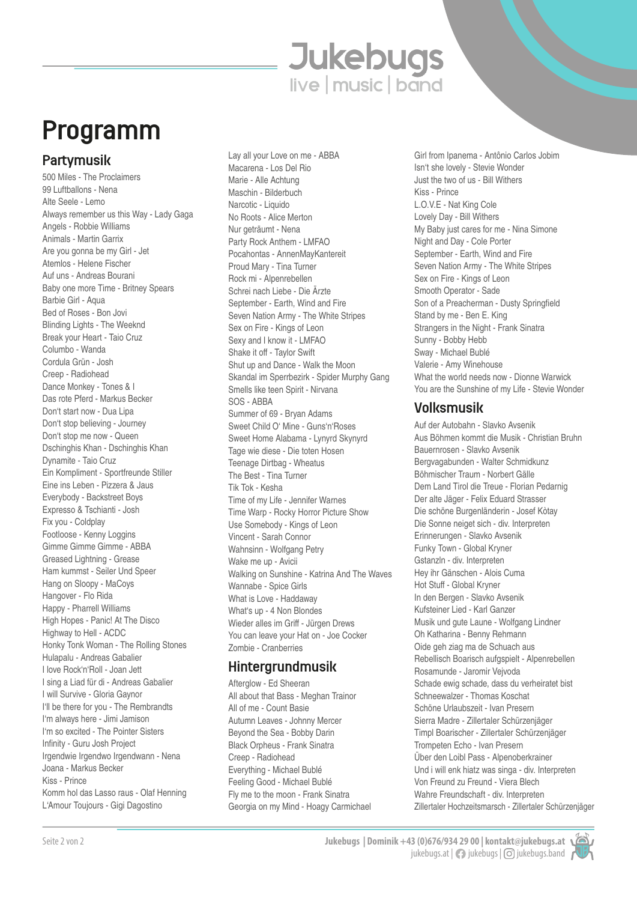# Programm

## Partymusik

500 Miles - The Proclaimers
99 Luftballons - Nena
Alte Seele - Lemo
Always remember us this Way - Lady Gaga
Angels - Robbie Williams
Animals - Martin Garrix
Are you gonna be my Girl - Jet
Atemlos - Helene Fischer
Auf uns - Andreas Bourani
Baby one more Time - Britney Spears
Barbie Girl - Aqua
Bed of Roses - Bon Jovi
Blinding Lights - The Weeknd
Break your Heart - Taio Cruz
Columbo - Wanda
Cordula Grün - Josh
Creep - Radiohead
Dance Monkey - Tones & I
Das rote Pferd - Markus Becker
Don't start now - Dua Lipa
Don't stop believing - Journey
Don't stop me now - Queen
Dschinghis Khan - Dschinghis Khan
Dynamite - Taio Cruz
Ein Kompliment - Sportfreunde Stiller
Eine ins Leben - Pizzera & Jaus
Everybody - Backstreet Boys
Expresso & Tschianti - Josh
Fix you - Coldplay
Footloose - Kenny Loggins
Gimme Gimme Gimme - ABBA
Greased Lightning - Grease
Ham kummst - Seiler Und Speer
Hang on Sloopy - MaCoys
Hangover - Flo Rida
Happy - Pharrell Williams
High Hopes - Panic! At The Disco
Highway to Hell - ACDC
Honky Tonk Woman - The Rolling Stones
Hulapalu - Andreas Gabalier
I love Rock'n'Roll - Joan Jett
I sing a Liad für di - Andreas Gabalier
I will Survive - Gloria Gaynor
I'll be there for you - The Rembrandts
I'm always here - Jimi Jamison
I'm so excited - The Pointer Sisters
Infinity - Guru Josh Project
Irgendwie Irgendwo Irgendwann - Nena
Joana - Markus Becker
Kiss - Prince
Komm hol das Lasso raus - Olaf Henning
L'Amour Toujours - Gigi Dagostino
Lay all your Love on me - ABBA
Macarena - Los Del Rio
Marie - Alle Achtung
Maschin - Bilderbuch
Narcotic - Liquido
No Roots - Alice Merton
Nur geträumt - Nena
Party Rock Anthem - LMFAO
Pocahontas - AnnenMayKantereit
Proud Mary - Tina Turner
Rock mi - Alpenrebellen
Schrei nach Liebe - Die Ärzte
September - Earth, Wind and Fire
Seven Nation Army - The White Stripes
Sex on Fire - Kings of Leon
Sexy and I know it - LMFAO
Shake it off - Taylor Swift
Shut up and Dance - Walk the Moon
Skandal im Sperrbezirk - Spider Murphy Gang
Smells like teen Spirit - Nirvana
SOS - ABBA
Summer of 69 - Bryan Adams
Sweet Child O' Mine - Guns'n'Roses
Sweet Home Alabama - Lynyrd Skynyrd
Tage wie diese - Die toten Hosen
Teenage Dirtbag - Wheatus
The Best - Tina Turner
Tik Tok - Kesha
Time of my Life - Jennifer Warnes
Time Warp - Rocky Horror Picture Show
Use Somebody - Kings of Leon
Vincent - Sarah Connor
Wahnsinn - Wolfgang Petry
Wake me up - Avicii
Walking on Sunshine - Katrina And The Waves
Wannabe - Spice Girls
What is Love - Haddaway
What's up - 4 Non Blondes
Wieder alles im Griff - Jürgen Drews
You can leave your Hat on - Joe Cocker
Zombie - Cranberries

## Hintergrundmusik

Afterglow - Ed Sheeran
All about that Bass - Meghan Trainor
All of me - Count Basie
Autumn Leaves - Johnny Mercer
Beyond the Sea - Bobby Darin
Black Orpheus - Frank Sinatra
Creep - Radiohead
Everything - Michael Bublé
Feeling Good - Michael Bublé
Fly me to the moon - Frank Sinatra
Georgia on my Mind - Hoagy Carmichael
Girl from Ipanema - Antônio Carlos Jobim
Isn't she lovely - Stevie Wonder
Just the two of us - Bill Withers
Kiss - Prince
L.O.V.E - Nat King Cole
Lovely Day - Bill Withers
My Baby just cares for me - Nina Simone
Night and Day - Cole Porter
September - Earth, Wind and Fire
Seven Nation Army - The White Stripes
Sex on Fire - Kings of Leon
Smooth Operator - Sade
Son of a Preacherman - Dusty Springfield
Stand by me - Ben E. King
Strangers in the Night - Frank Sinatra
Sunny - Bobby Hebb
Sway - Michael Bublé
Valerie - Amy Winehouse
What the world needs now - Dionne Warwick
You are the Sunshine of my Life - Stevie Wonder

## Volksmusik

Auf der Autobahn - Slavko Avsenik
Aus Böhmen kommt die Musik - Christian Bruhn
Bauernrosen - Slavko Avsenik
Bergvagabunden - Walter Schmidkunz
Böhmischer Traum - Norbert Gälle
Dem Land Tirol die Treue - Florian Pedarnig
Der alte Jäger - Felix Eduard Strasser
Die schöne Burgenländerin - Josef Kòtay
Die Sonne neiget sich - div. Interpreten
Erinnerungen - Slavko Avsenik
Funky Town - Global Kryner
Gstanzln - div. Interpreten
Hey ihr Gänschen - Alois Cuma
Hot Stuff - Global Kryner
In den Bergen - Slavko Avsenik
Kufsteiner Lied - Karl Ganzer
Musik und gute Laune - Wolfgang Lindner
Oh Katharina - Benny Rehmann
Oide geh ziag ma de Schuach aus
Rebellisch Boarisch aufgspielt - Alpenrebellen
Rosamunde - Jaromir Vejvoda
Schade ewig schade, dass du verheiratet bist
Schneewalzer - Thomas Koschat
Schöne Urlaubszeit - Ivan Presern
Sierra Madre - Zillertaler Schürzenjäger
Timpl Boarischer - Zillertaler Schürzenjäger
Trompeten Echo - Ivan Presern
Über den Loibl Pass - Alpenoberkrainer
Und i will enk hiatz was singa - div. Interpreten
Von Freund zu Freund - Viera Blech
Wahre Freundschaft - div. Interpreten
Zillertaler Hochzeitsmarsch - Zillertaler Schürzenjäger